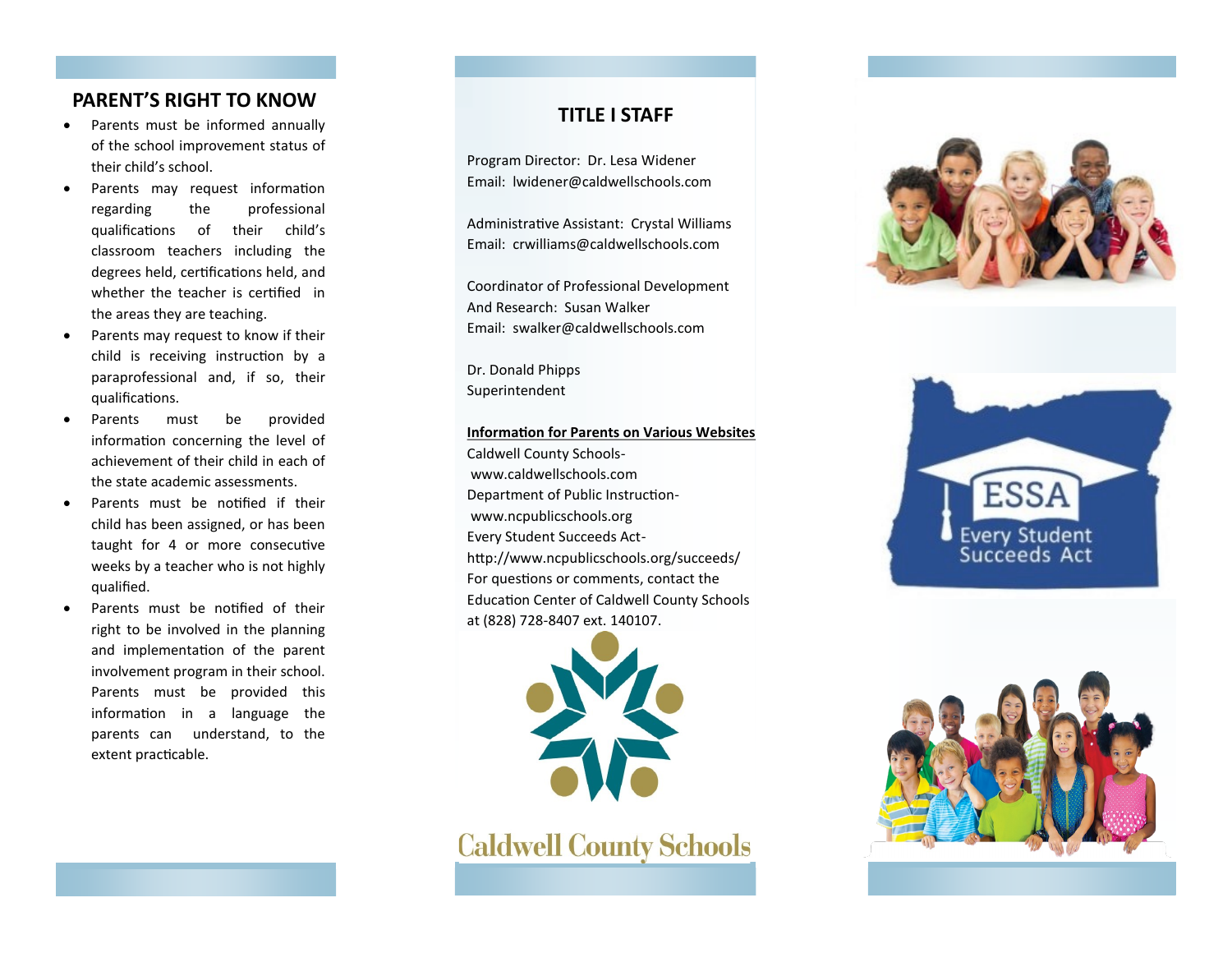## PARENT'S RIGHT TO KNOW

- Parents must be informed annually of the school improvement status of their child's school.
- Parents may request information regarding the professional qualifications of their child's classroom teachers including the degrees held, certifications held, and whether the teacher is certified in the areas they are teaching.
- Parents may request to know if their child is receiving instruction by a paraprofessional and, if so, their qualifications.
- Parents must be provided information concerning the level of achievement of their child in each of the state academic assessments.
- Parents must be notified if their child has been assigned, or has been taught for 4 or more consecutive weeks by a teacher who is not highly qualified.
- Parents must be notified of their right to be involved in the planning and implementation of the parent involvement program in their school. Parents must be provided this information in a language the parents can understand, to the extent practicable.

## TITLE I STAFF

Program Director: Dr. Lesa Widener
Email: lwidener@caldwellschools.com

Administrative Assistant: Crystal Williams
Email: crwilliams@caldwellschools.com

Coordinator of Professional Development
And Research: Susan Walker
Email: swalker@caldwellschools.com

Dr. Donald Phipps
Superintendent

**Information for Parents on Various Websites**

Caldwell County Schools-
www.caldwellschools.com
Department of Public Instruction-
www.ncpublicschools.org
Every Student Succeeds Act-
http://www.ncpublicschools.org/succeeds/
For questions or comments, contact the Education Center of Caldwell County Schools at (828) 728-8407 ext. 140107.

Caldwell County Schools

ESSA
Every Student Succeeds Act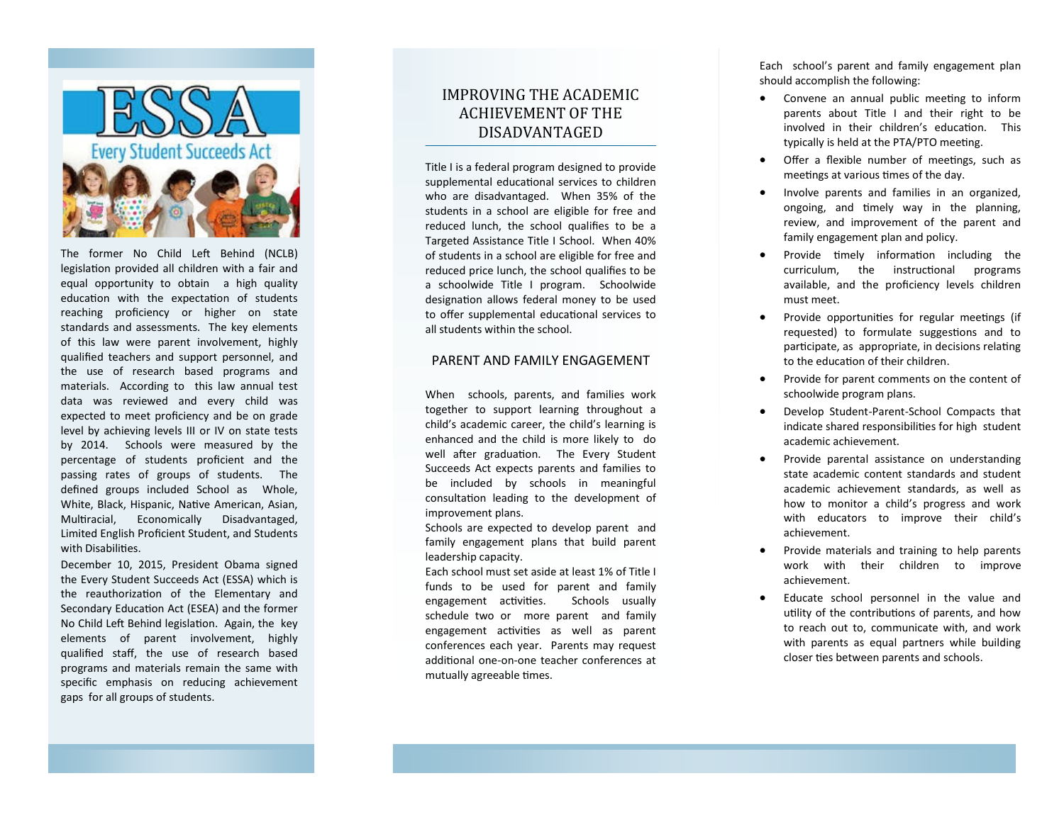ESSA

Every Student Succeeds Act

The former No Child Left Behind (NCLB) legislation provided all children with a fair and equal opportunity to obtain a high quality education with the expectation of students reaching proficiency or higher on state standards and assessments. The key elements of this law were parent involvement, highly qualified teachers and support personnel, and the use of research based programs and materials. According to this law annual test data was reviewed and every child was expected to meet proficiency and be on grade level by achieving levels III or IV on state tests by 2014. Schools were measured by the percentage of students proficient and the passing rates of groups of students. The defined groups included School as Whole, White, Black, Hispanic, Native American, Asian, Multiracial, Economically Disadvantaged, Limited English Proficient Student, and Students with Disabilities.

December 10, 2015, President Obama signed the Every Student Succeeds Act (ESSA) which is the reauthorization of the Elementary and Secondary Education Act (ESEA) and the former No Child Left Behind legislation. Again, the key elements of parent involvement, highly qualified staff, the use of research based programs and materials remain the same with specific emphasis on reducing achievement gaps for all groups of students.

## IMPROVING THE ACADEMIC ACHIEVEMENT OF THE DISADVANTAGED

Title I is a federal program designed to provide supplemental educational services to children who are disadvantaged. When 35% of the students in a school are eligible for free and reduced lunch, the school qualifies to be a Targeted Assistance Title I School. When 40% of students in a school are eligible for free and reduced price lunch, the school qualifies to be a schoolwide Title I program. Schoolwide designation allows federal money to be used to offer supplemental educational services to all students within the school.

## PARENT AND FAMILY ENGAGEMENT

When schools, parents, and families work together to support learning throughout a child's academic career, the child's learning is enhanced and the child is more likely to do well after graduation. The Every Student Succeeds Act expects parents and families to be included by schools in meaningful consultation leading to the development of improvement plans.

Schools are expected to develop parent and family engagement plans that build parent leadership capacity.

Each school must set aside at least 1% of Title I funds to be used for parent and family engagement activities. Schools usually schedule two or more parent and family engagement activities as well as parent conferences each year. Parents may request additional one-on-one teacher conferences at mutually agreeable times.

Each school's parent and family engagement plan should accomplish the following:

- Convene an annual public meeting to inform parents about Title I and their right to be involved in their children's education. This typically is held at the PTA/PTO meeting.
- Offer a flexible number of meetings, such as meetings at various times of the day.
- Involve parents and families in an organized, ongoing, and timely way in the planning, review, and improvement of the parent and family engagement plan and policy.
- Provide timely information including the curriculum, the instructional programs available, and the proficiency levels children must meet.
- Provide opportunities for regular meetings (if requested) to formulate suggestions and to participate, as appropriate, in decisions relating to the education of their children.
- Provide for parent comments on the content of schoolwide program plans.
- Develop Student-Parent-School Compacts that indicate shared responsibilities for high student academic achievement.
- Provide parental assistance on understanding state academic content standards and student academic achievement standards, as well as how to monitor a child's progress and work with educators to improve their child's achievement.
- Provide materials and training to help parents work with their children to improve achievement.
- Educate school personnel in the value and utility of the contributions of parents, and how to reach out to, communicate with, and work with parents as equal partners while building closer ties between parents and schools.